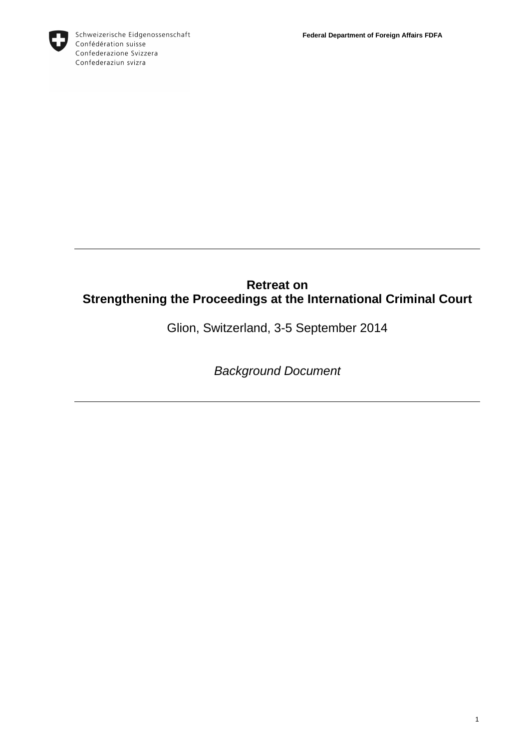Schweizerische Eidgenossenschaft
Confédération suisse
Confederazione Svizzera
Confederaziun svizra

**Federal Department of Foreign Affairs FDFA**

---

# Retreat on Strengthening the Proceedings at the International Criminal Court

Glion, Switzerland, 3-5 September 2014

*Background Document*

---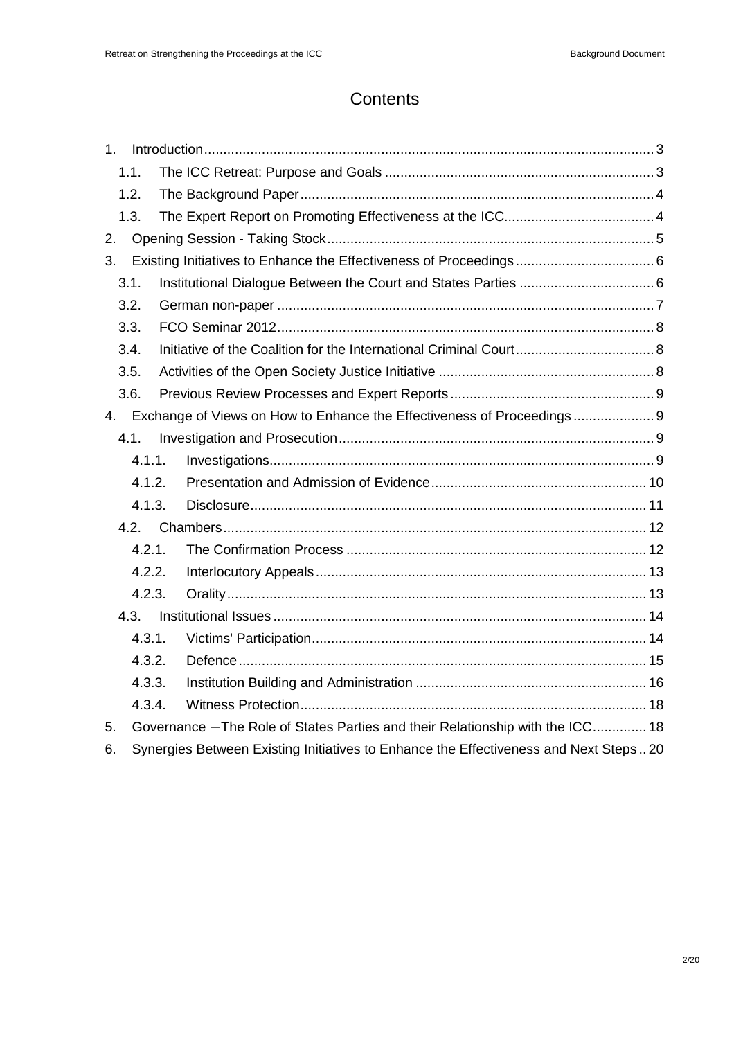# Contents

1. Introduction ... 3
   - 1.1. The ICC Retreat: Purpose and Goals ... 3
   - 1.2. The Background Paper ... 4
   - 1.3. The Expert Report on Promoting Effectiveness at the ICC ... 4
2. Opening Session - Taking Stock ... 5
3. Existing Initiatives to Enhance the Effectiveness of Proceedings ... 6
   - 3.1. Institutional Dialogue Between the Court and States Parties ... 6
   - 3.2. German non-paper ... 7
   - 3.3. FCO Seminar 2012 ... 8
   - 3.4. Initiative of the Coalition for the International Criminal Court ... 8
   - 3.5. Activities of the Open Society Justice Initiative ... 8
   - 3.6. Previous Review Processes and Expert Reports ... 9
4. Exchange of Views on How to Enhance the Effectiveness of Proceedings ... 9
   - 4.1. Investigation and Prosecution ... 9
     - 4.1.1. Investigations ... 9
     - 4.1.2. Presentation and Admission of Evidence ... 10
     - 4.1.3. Disclosure ... 11
   - 4.2. Chambers ... 12
     - 4.2.1. The Confirmation Process ... 12
     - 4.2.2. Interlocutory Appeals ... 13
     - 4.2.3. Orality ... 13
   - 4.3. Institutional Issues ... 14
     - 4.3.1. Victims' Participation ... 14
     - 4.3.2. Defence ... 15
     - 4.3.3. Institution Building and Administration ... 16
     - 4.3.4. Witness Protection ... 18
5. Governance – The Role of States Parties and their Relationship with the ICC ... 18
6. Synergies Between Existing Initiatives to Enhance the Effectiveness and Next Steps ... 20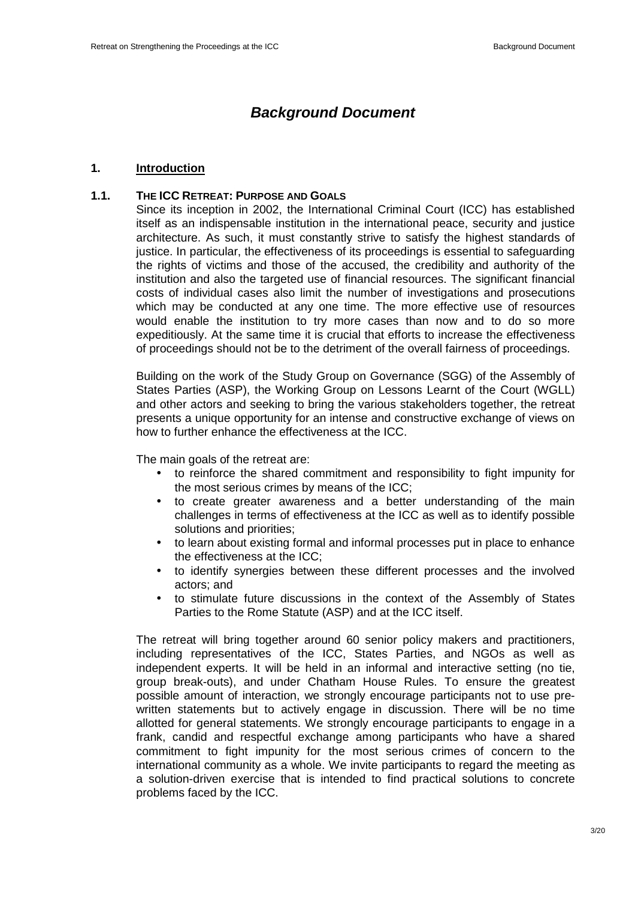# *Background Document*

## 1. Introduction

### 1.1. The ICC Retreat: Purpose and Goals

Since its inception in 2002, the International Criminal Court (ICC) has established itself as an indispensable institution in the international peace, security and justice architecture. As such, it must constantly strive to satisfy the highest standards of justice. In particular, the effectiveness of its proceedings is essential to safeguarding the rights of victims and those of the accused, the credibility and authority of the institution and also the targeted use of financial resources. The significant financial costs of individual cases also limit the number of investigations and prosecutions which may be conducted at any one time. The more effective use of resources would enable the institution to try more cases than now and to do so more expeditiously. At the same time it is crucial that efforts to increase the effectiveness of proceedings should not be to the detriment of the overall fairness of proceedings.

Building on the work of the Study Group on Governance (SGG) of the Assembly of States Parties (ASP), the Working Group on Lessons Learnt of the Court (WGLL) and other actors and seeking to bring the various stakeholders together, the retreat presents a unique opportunity for an intense and constructive exchange of views on how to further enhance the effectiveness at the ICC.

The main goals of the retreat are:

- to reinforce the shared commitment and responsibility to fight impunity for the most serious crimes by means of the ICC;
- to create greater awareness and a better understanding of the main challenges in terms of effectiveness at the ICC as well as to identify possible solutions and priorities;
- to learn about existing formal and informal processes put in place to enhance the effectiveness at the ICC;
- to identify synergies between these different processes and the involved actors; and
- to stimulate future discussions in the context of the Assembly of States Parties to the Rome Statute (ASP) and at the ICC itself.

The retreat will bring together around 60 senior policy makers and practitioners, including representatives of the ICC, States Parties, and NGOs as well as independent experts. It will be held in an informal and interactive setting (no tie, group break-outs), and under Chatham House Rules. To ensure the greatest possible amount of interaction, we strongly encourage participants not to use pre-written statements but to actively engage in discussion. There will be no time allotted for general statements. We strongly encourage participants to engage in a frank, candid and respectful exchange among participants who have a shared commitment to fight impunity for the most serious crimes of concern to the international community as a whole. We invite participants to regard the meeting as a solution-driven exercise that is intended to find practical solutions to concrete problems faced by the ICC.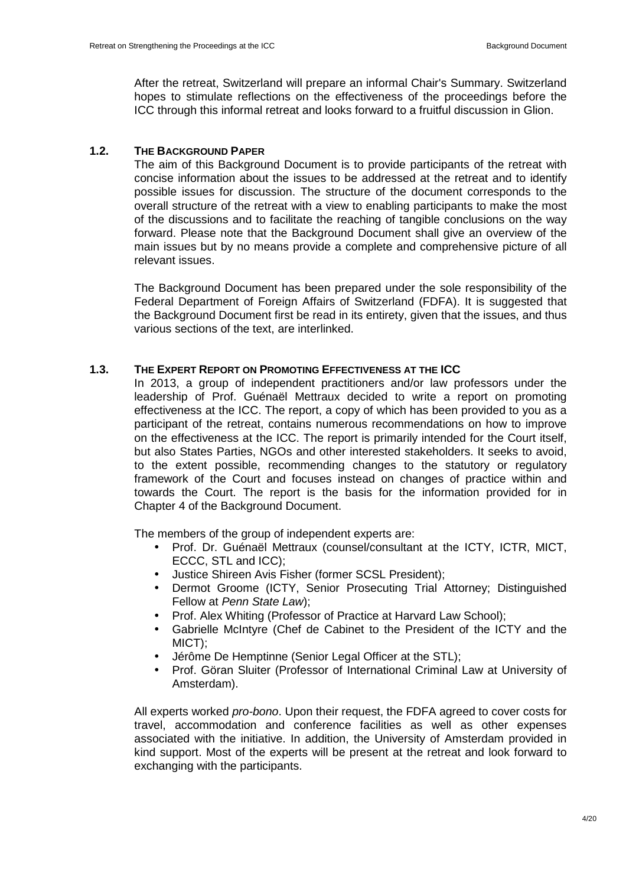After the retreat, Switzerland will prepare an informal Chair's Summary. Switzerland hopes to stimulate reflections on the effectiveness of the proceedings before the ICC through this informal retreat and looks forward to a fruitful discussion in Glion.

### 1.2. THE BACKGROUND PAPER

The aim of this Background Document is to provide participants of the retreat with concise information about the issues to be addressed at the retreat and to identify possible issues for discussion. The structure of the document corresponds to the overall structure of the retreat with a view to enabling participants to make the most of the discussions and to facilitate the reaching of tangible conclusions on the way forward. Please note that the Background Document shall give an overview of the main issues but by no means provide a complete and comprehensive picture of all relevant issues.

The Background Document has been prepared under the sole responsibility of the Federal Department of Foreign Affairs of Switzerland (FDFA). It is suggested that the Background Document first be read in its entirety, given that the issues, and thus various sections of the text, are interlinked.

### 1.3. THE EXPERT REPORT ON PROMOTING EFFECTIVENESS AT THE ICC

In 2013, a group of independent practitioners and/or law professors under the leadership of Prof. Guénaël Mettraux decided to write a report on promoting effectiveness at the ICC. The report, a copy of which has been provided to you as a participant of the retreat, contains numerous recommendations on how to improve on the effectiveness at the ICC. The report is primarily intended for the Court itself, but also States Parties, NGOs and other interested stakeholders. It seeks to avoid, to the extent possible, recommending changes to the statutory or regulatory framework of the Court and focuses instead on changes of practice within and towards the Court. The report is the basis for the information provided for in Chapter 4 of the Background Document.

The members of the group of independent experts are:

- Prof. Dr. Guénaël Mettraux (counsel/consultant at the ICTY, ICTR, MICT, ECCC, STL and ICC);
- Justice Shireen Avis Fisher (former SCSL President);
- Dermot Groome (ICTY, Senior Prosecuting Trial Attorney; Distinguished Fellow at *Penn State Law*);
- Prof. Alex Whiting (Professor of Practice at Harvard Law School);
- Gabrielle McIntyre (Chef de Cabinet to the President of the ICTY and the MICT);
- Jérôme De Hemptinne (Senior Legal Officer at the STL);
- Prof. Göran Sluiter (Professor of International Criminal Law at University of Amsterdam).

All experts worked *pro-bono*. Upon their request, the FDFA agreed to cover costs for travel, accommodation and conference facilities as well as other expenses associated with the initiative. In addition, the University of Amsterdam provided in kind support. Most of the experts will be present at the retreat and look forward to exchanging with the participants.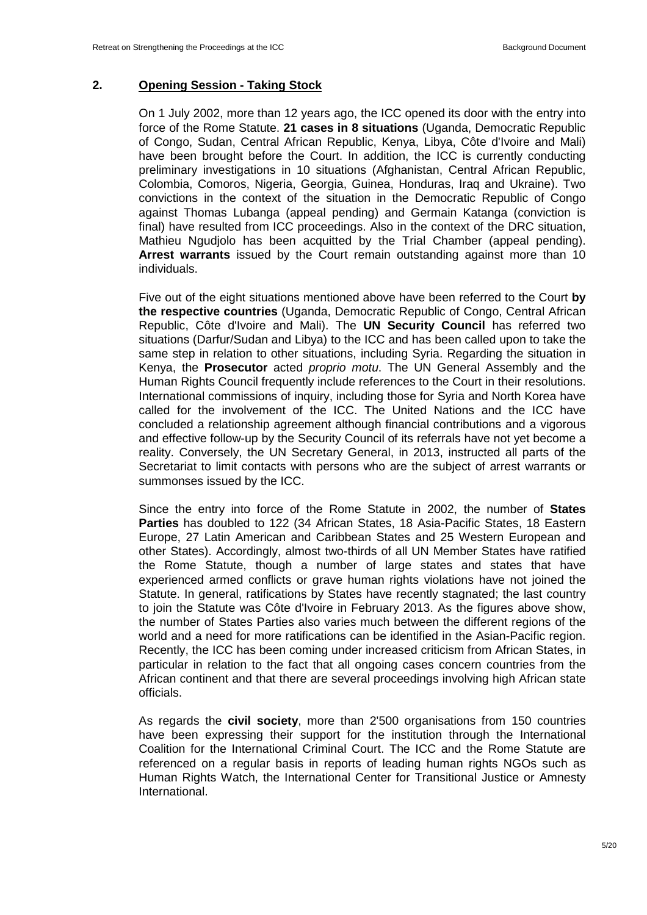## 2. Opening Session - Taking Stock

On 1 July 2002, more than 12 years ago, the ICC opened its door with the entry into force of the Rome Statute. **21 cases in 8 situations** (Uganda, Democratic Republic of Congo, Sudan, Central African Republic, Kenya, Libya, Côte d'Ivoire and Mali) have been brought before the Court. In addition, the ICC is currently conducting preliminary investigations in 10 situations (Afghanistan, Central African Republic, Colombia, Comoros, Nigeria, Georgia, Guinea, Honduras, Iraq and Ukraine). Two convictions in the context of the situation in the Democratic Republic of Congo against Thomas Lubanga (appeal pending) and Germain Katanga (conviction is final) have resulted from ICC proceedings. Also in the context of the DRC situation, Mathieu Ngudjolo has been acquitted by the Trial Chamber (appeal pending). **Arrest warrants** issued by the Court remain outstanding against more than 10 individuals.

Five out of the eight situations mentioned above have been referred to the Court **by the respective countries** (Uganda, Democratic Republic of Congo, Central African Republic, Côte d'Ivoire and Mali). The **UN Security Council** has referred two situations (Darfur/Sudan and Libya) to the ICC and has been called upon to take the same step in relation to other situations, including Syria. Regarding the situation in Kenya, the **Prosecutor** acted *proprio motu*. The UN General Assembly and the Human Rights Council frequently include references to the Court in their resolutions. International commissions of inquiry, including those for Syria and North Korea have called for the involvement of the ICC. The United Nations and the ICC have concluded a relationship agreement although financial contributions and a vigorous and effective follow-up by the Security Council of its referrals have not yet become a reality. Conversely, the UN Secretary General, in 2013, instructed all parts of the Secretariat to limit contacts with persons who are the subject of arrest warrants or summonses issued by the ICC.

Since the entry into force of the Rome Statute in 2002, the number of **States Parties** has doubled to 122 (34 African States, 18 Asia-Pacific States, 18 Eastern Europe, 27 Latin American and Caribbean States and 25 Western European and other States). Accordingly, almost two-thirds of all UN Member States have ratified the Rome Statute, though a number of large states and states that have experienced armed conflicts or grave human rights violations have not joined the Statute. In general, ratifications by States have recently stagnated; the last country to join the Statute was Côte d'Ivoire in February 2013. As the figures above show, the number of States Parties also varies much between the different regions of the world and a need for more ratifications can be identified in the Asian-Pacific region. Recently, the ICC has been coming under increased criticism from African States, in particular in relation to the fact that all ongoing cases concern countries from the African continent and that there are several proceedings involving high African state officials.

As regards the **civil society**, more than 2'500 organisations from 150 countries have been expressing their support for the institution through the International Coalition for the International Criminal Court. The ICC and the Rome Statute are referenced on a regular basis in reports of leading human rights NGOs such as Human Rights Watch, the International Center for Transitional Justice or Amnesty International.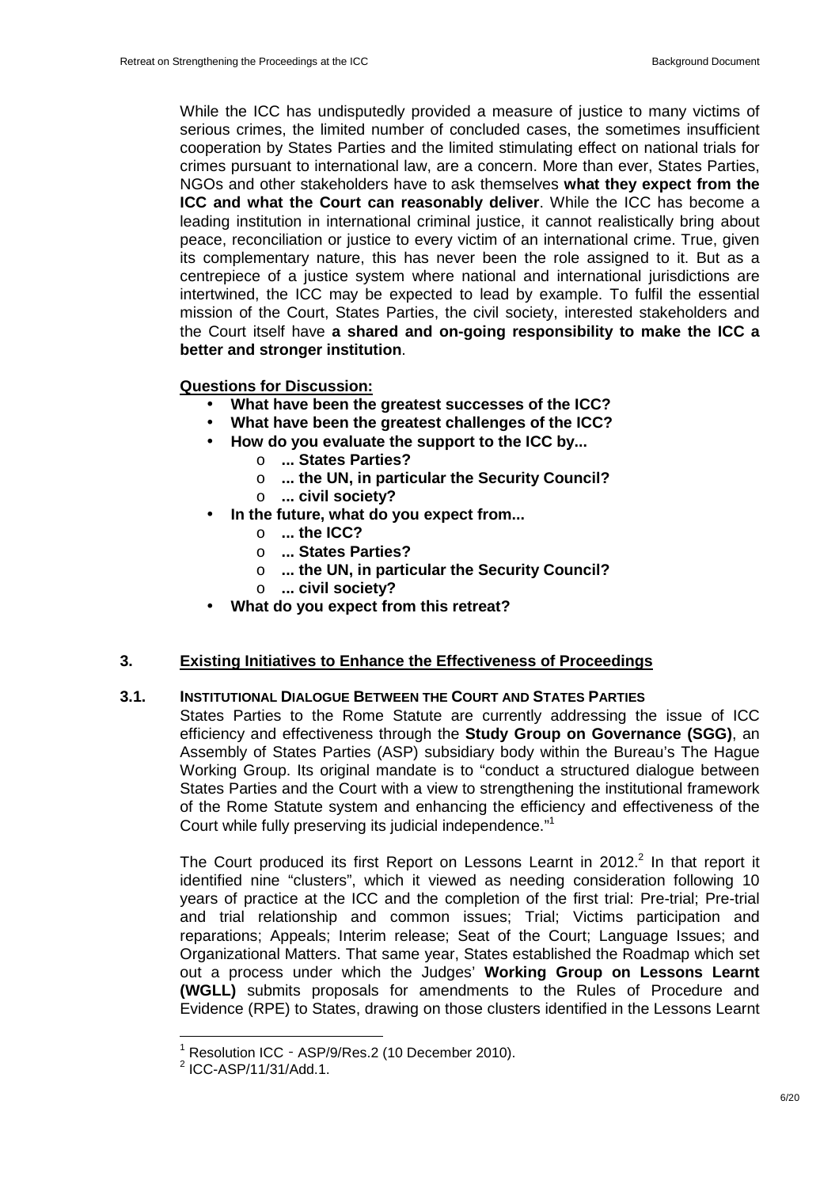While the ICC has undisputedly provided a measure of justice to many victims of serious crimes, the limited number of concluded cases, the sometimes insufficient cooperation by States Parties and the limited stimulating effect on national trials for crimes pursuant to international law, are a concern. More than ever, States Parties, NGOs and other stakeholders have to ask themselves **what they expect from the ICC and what the Court can reasonably deliver**. While the ICC has become a leading institution in international criminal justice, it cannot realistically bring about peace, reconciliation or justice to every victim of an international crime. True, given its complementary nature, this has never been the role assigned to it. But as a centrepiece of a justice system where national and international jurisdictions are intertwined, the ICC may be expected to lead by example. To fulfil the essential mission of the Court, States Parties, the civil society, interested stakeholders and the Court itself have **a shared and on-going responsibility to make the ICC a better and stronger institution**.

**Questions for Discussion:**

- **What have been the greatest successes of the ICC?**
- **What have been the greatest challenges of the ICC?**
- **How do you evaluate the support to the ICC by...**
  - **... States Parties?**
  - **... the UN, in particular the Security Council?**
  - **... civil society?**
- **In the future, what do you expect from...**
  - **... the ICC?**
  - **... States Parties?**
  - **... the UN, in particular the Security Council?**
  - **... civil society?**
- **What do you expect from this retreat?**

## 3. Existing Initiatives to Enhance the Effectiveness of Proceedings

### 3.1. INSTITUTIONAL DIALOGUE BETWEEN THE COURT AND STATES PARTIES

States Parties to the Rome Statute are currently addressing the issue of ICC efficiency and effectiveness through the **Study Group on Governance (SGG)**, an Assembly of States Parties (ASP) subsidiary body within the Bureau's The Hague Working Group. Its original mandate is to "conduct a structured dialogue between States Parties and the Court with a view to strengthening the institutional framework of the Rome Statute system and enhancing the efficiency and effectiveness of the Court while fully preserving its judicial independence."[1]

The Court produced its first Report on Lessons Learnt in 2012.[2] In that report it identified nine "clusters", which it viewed as needing consideration following 10 years of practice at the ICC and the completion of the first trial: Pre-trial; Pre-trial and trial relationship and common issues; Trial; Victims participation and reparations; Appeals; Interim release; Seat of the Court; Language Issues; and Organizational Matters. That same year, States established the Roadmap which set out a process under which the Judges' **Working Group on Lessons Learnt (WGLL)** submits proposals for amendments to the Rules of Procedure and Evidence (RPE) to States, drawing on those clusters identified in the Lessons Learnt

---

[1] Resolution ICC‐ASP/9/Res.2 (10 December 2010).

[2] ICC-ASP/11/31/Add.1.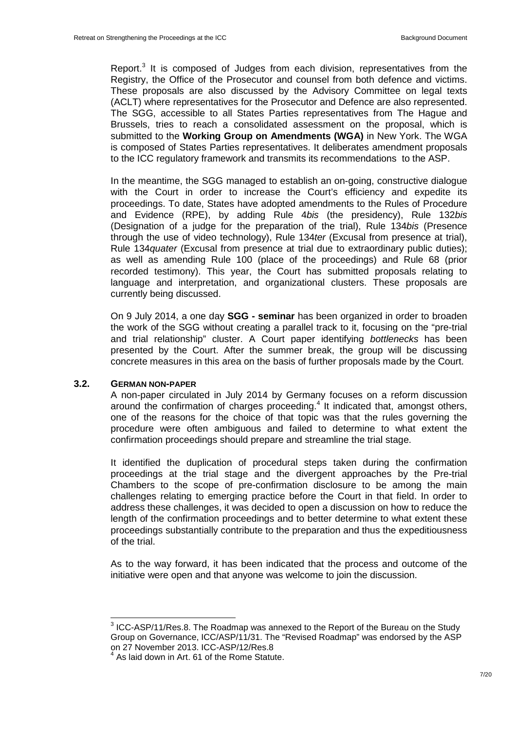Report.[3] It is composed of Judges from each division, representatives from the Registry, the Office of the Prosecutor and counsel from both defence and victims. These proposals are also discussed by the Advisory Committee on legal texts (ACLT) where representatives for the Prosecutor and Defence are also represented. The SGG, accessible to all States Parties representatives from The Hague and Brussels, tries to reach a consolidated assessment on the proposal, which is submitted to the **Working Group on Amendments (WGA)** in New York. The WGA is composed of States Parties representatives. It deliberates amendment proposals to the ICC regulatory framework and transmits its recommendations to the ASP.

In the meantime, the SGG managed to establish an on-going, constructive dialogue with the Court in order to increase the Court's efficiency and expedite its proceedings. To date, States have adopted amendments to the Rules of Procedure and Evidence (RPE), by adding Rule 4*bis* (the presidency), Rule 132*bis* (Designation of a judge for the preparation of the trial), Rule 134*bis* (Presence through the use of video technology), Rule 134*ter* (Excusal from presence at trial), Rule 134*quater* (Excusal from presence at trial due to extraordinary public duties); as well as amending Rule 100 (place of the proceedings) and Rule 68 (prior recorded testimony). This year, the Court has submitted proposals relating to language and interpretation, and organizational clusters. These proposals are currently being discussed.

On 9 July 2014, a one day **SGG - seminar** has been organized in order to broaden the work of the SGG without creating a parallel track to it, focusing on the "pre-trial and trial relationship" cluster. A Court paper identifying *bottlenecks* has been presented by the Court. After the summer break, the group will be discussing concrete measures in this area on the basis of further proposals made by the Court.

### 3.2. GERMAN NON-PAPER

A non-paper circulated in July 2014 by Germany focuses on a reform discussion around the confirmation of charges proceeding.[4] It indicated that, amongst others, one of the reasons for the choice of that topic was that the rules governing the procedure were often ambiguous and failed to determine to what extent the confirmation proceedings should prepare and streamline the trial stage.

It identified the duplication of procedural steps taken during the confirmation proceedings at the trial stage and the divergent approaches by the Pre-trial Chambers to the scope of pre-confirmation disclosure to be among the main challenges relating to emerging practice before the Court in that field. In order to address these challenges, it was decided to open a discussion on how to reduce the length of the confirmation proceedings and to better determine to what extent these proceedings substantially contribute to the preparation and thus the expeditiousness of the trial.

As to the way forward, it has been indicated that the process and outcome of the initiative were open and that anyone was welcome to join the discussion.

---

[3] ICC-ASP/11/Res.8. The Roadmap was annexed to the Report of the Bureau on the Study Group on Governance, ICC/ASP/11/31. The "Revised Roadmap" was endorsed by the ASP on 27 November 2013. ICC-ASP/12/Res.8

[4] As laid down in Art. 61 of the Rome Statute.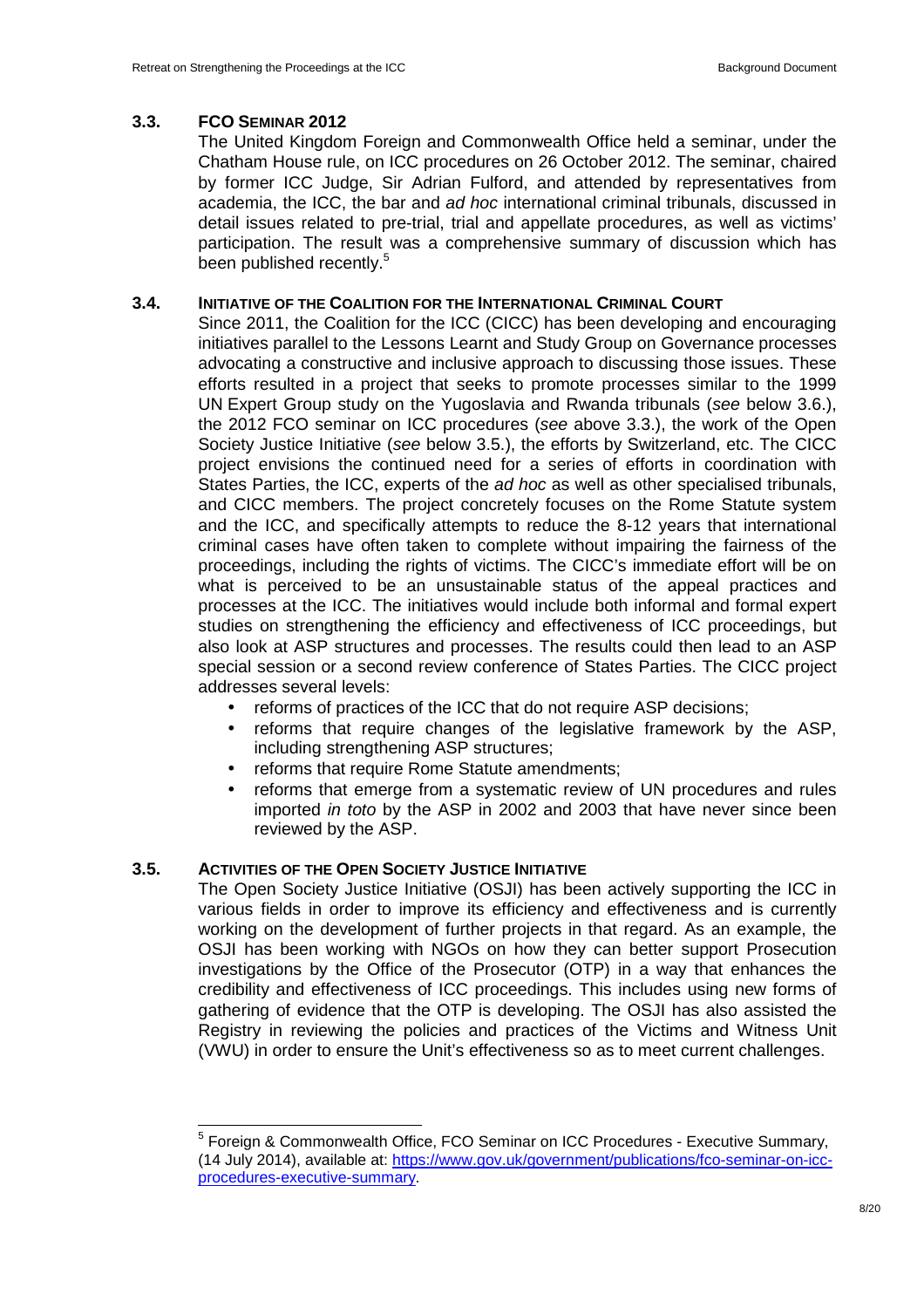### 3.3. FCO SEMINAR 2012

The United Kingdom Foreign and Commonwealth Office held a seminar, under the Chatham House rule, on ICC procedures on 26 October 2012. The seminar, chaired by former ICC Judge, Sir Adrian Fulford, and attended by representatives from academia, the ICC, the bar and *ad hoc* international criminal tribunals, discussed in detail issues related to pre-trial, trial and appellate procedures, as well as victims' participation. The result was a comprehensive summary of discussion which has been published recently.[5]

### 3.4. INITIATIVE OF THE COALITION FOR THE INTERNATIONAL CRIMINAL COURT

Since 2011, the Coalition for the ICC (CICC) has been developing and encouraging initiatives parallel to the Lessons Learnt and Study Group on Governance processes advocating a constructive and inclusive approach to discussing those issues. These efforts resulted in a project that seeks to promote processes similar to the 1999 UN Expert Group study on the Yugoslavia and Rwanda tribunals (*see* below 3.6.), the 2012 FCO seminar on ICC procedures (*see* above 3.3.), the work of the Open Society Justice Initiative (*see* below 3.5.), the efforts by Switzerland, etc. The CICC project envisions the continued need for a series of efforts in coordination with States Parties, the ICC, experts of the *ad hoc* as well as other specialised tribunals, and CICC members. The project concretely focuses on the Rome Statute system and the ICC, and specifically attempts to reduce the 8-12 years that international criminal cases have often taken to complete without impairing the fairness of the proceedings, including the rights of victims. The CICC's immediate effort will be on what is perceived to be an unsustainable status of the appeal practices and processes at the ICC. The initiatives would include both informal and formal expert studies on strengthening the efficiency and effectiveness of ICC proceedings, but also look at ASP structures and processes. The results could then lead to an ASP special session or a second review conference of States Parties. The CICC project addresses several levels:

- reforms of practices of the ICC that do not require ASP decisions;
- reforms that require changes of the legislative framework by the ASP, including strengthening ASP structures;
- reforms that require Rome Statute amendments;
- reforms that emerge from a systematic review of UN procedures and rules imported *in toto* by the ASP in 2002 and 2003 that have never since been reviewed by the ASP.

### 3.5. ACTIVITIES OF THE OPEN SOCIETY JUSTICE INITIATIVE

The Open Society Justice Initiative (OSJI) has been actively supporting the ICC in various fields in order to improve its efficiency and effectiveness and is currently working on the development of further projects in that regard. As an example, the OSJI has been working with NGOs on how they can better support Prosecution investigations by the Office of the Prosecutor (OTP) in a way that enhances the credibility and effectiveness of ICC proceedings. This includes using new forms of gathering of evidence that the OTP is developing. The OSJI has also assisted the Registry in reviewing the policies and practices of the Victims and Witness Unit (VWU) in order to ensure the Unit's effectiveness so as to meet current challenges.

---

[5] Foreign & Commonwealth Office, FCO Seminar on ICC Procedures - Executive Summary, (14 July 2014), available at: https://www.gov.uk/government/publications/fco-seminar-on-icc-procedures-executive-summary.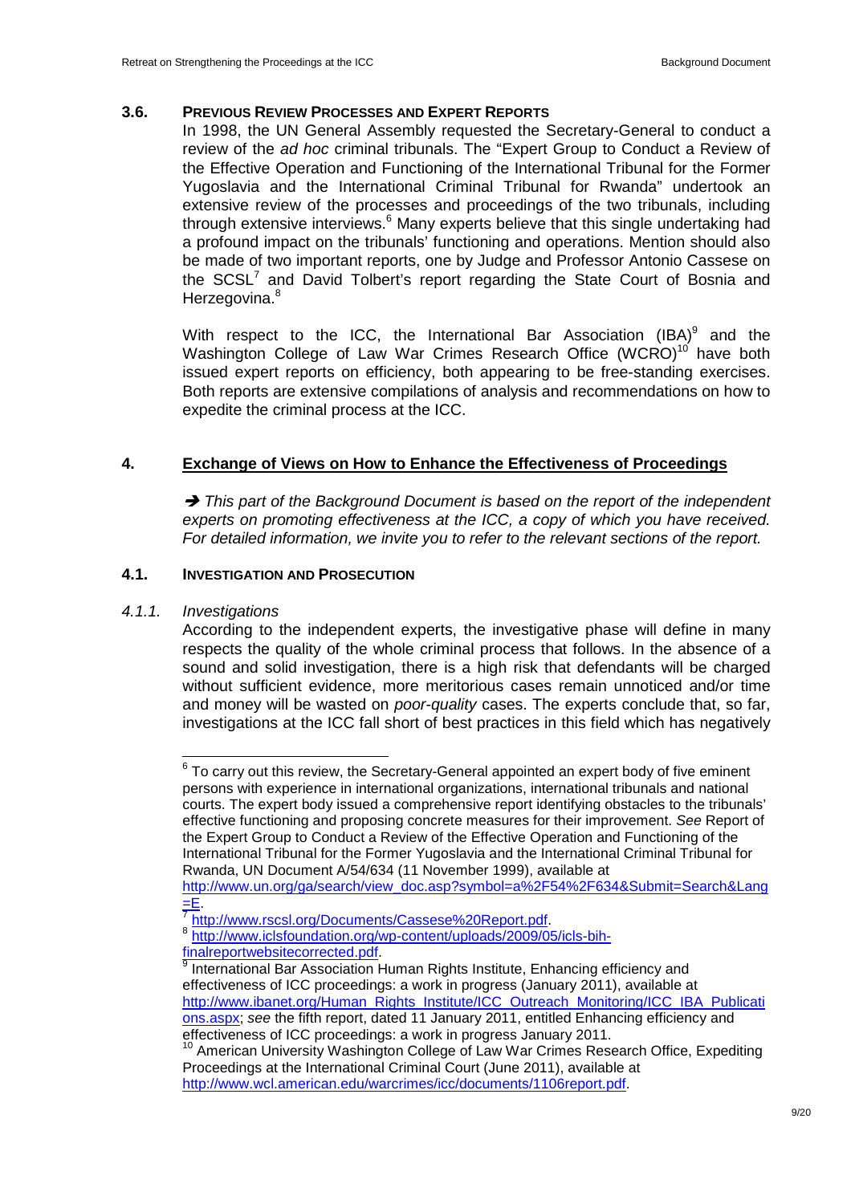### 3.6. PREVIOUS REVIEW PROCESSES AND EXPERT REPORTS

In 1998, the UN General Assembly requested the Secretary-General to conduct a review of the *ad hoc* criminal tribunals. The "Expert Group to Conduct a Review of the Effective Operation and Functioning of the International Tribunal for the Former Yugoslavia and the International Criminal Tribunal for Rwanda" undertook an extensive review of the processes and proceedings of the two tribunals, including through extensive interviews.[6] Many experts believe that this single undertaking had a profound impact on the tribunals' functioning and operations. Mention should also be made of two important reports, one by Judge and Professor Antonio Cassese on the SCSL[7] and David Tolbert's report regarding the State Court of Bosnia and Herzegovina.[8]

With respect to the ICC, the International Bar Association (IBA)[9] and the Washington College of Law War Crimes Research Office (WCRO)[10] have both issued expert reports on efficiency, both appearing to be free-standing exercises. Both reports are extensive compilations of analysis and recommendations on how to expedite the criminal process at the ICC.

## 4. Exchange of Views on How to Enhance the Effectiveness of Proceedings

➔ *This part of the Background Document is based on the report of the independent experts on promoting effectiveness at the ICC, a copy of which you have received. For detailed information, we invite you to refer to the relevant sections of the report.*

### 4.1. INVESTIGATION AND PROSECUTION

#### *4.1.1. Investigations*

According to the independent experts, the investigative phase will define in many respects the quality of the whole criminal process that follows. In the absence of a sound and solid investigation, there is a high risk that defendants will be charged without sufficient evidence, more meritorious cases remain unnoticed and/or time and money will be wasted on *poor-quality* cases. The experts conclude that, so far, investigations at the ICC fall short of best practices in this field which has negatively

---

[6] To carry out this review, the Secretary-General appointed an expert body of five eminent persons with experience in international organizations, international tribunals and national courts. The expert body issued a comprehensive report identifying obstacles to the tribunals' effective functioning and proposing concrete measures for their improvement. *See* Report of the Expert Group to Conduct a Review of the Effective Operation and Functioning of the International Tribunal for the Former Yugoslavia and the International Criminal Tribunal for Rwanda, UN Document A/54/634 (11 November 1999), available at http://www.un.org/ga/search/view_doc.asp?symbol=a%2F54%2F634&Submit=Search&Lang=E.

[7] http://www.rscsl.org/Documents/Cassese%20Report.pdf.

[8] http://www.iclsfoundation.org/wp-content/uploads/2009/05/icls-bih-finalreportwebsitecorrected.pdf.

[9] International Bar Association Human Rights Institute, Enhancing efficiency and effectiveness of ICC proceedings: a work in progress (January 2011), available at http://www.ibanet.org/Human_Rights_Institute/ICC_Outreach_Monitoring/ICC_IBA_Publications.aspx; *see* the fifth report, dated 11 January 2011, entitled Enhancing efficiency and effectiveness of ICC proceedings: a work in progress January 2011.

[10] American University Washington College of Law War Crimes Research Office, Expediting Proceedings at the International Criminal Court (June 2011), available at http://www.wcl.american.edu/warcrimes/icc/documents/1106report.pdf.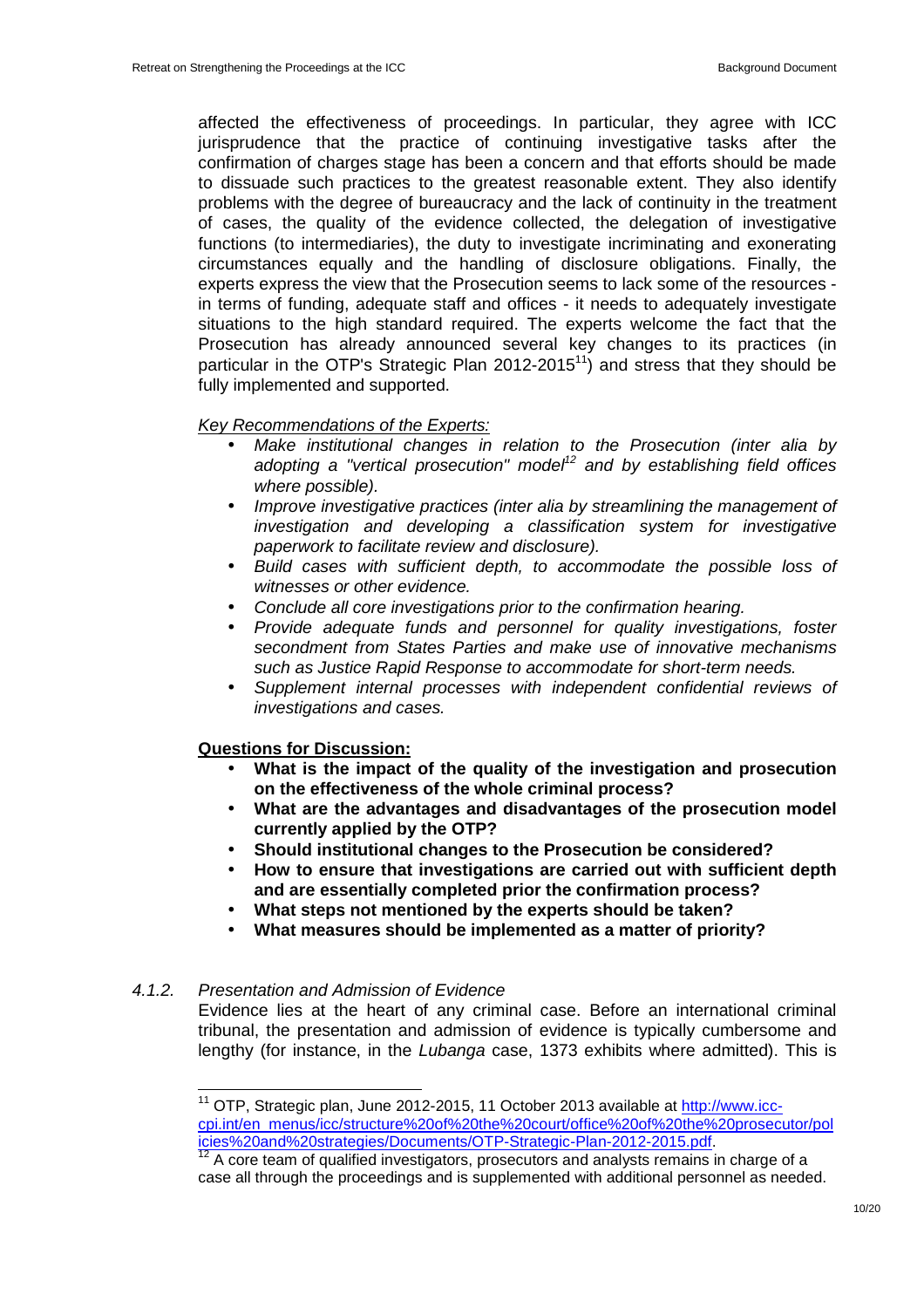affected the effectiveness of proceedings. In particular, they agree with ICC jurisprudence that the practice of continuing investigative tasks after the confirmation of charges stage has been a concern and that efforts should be made to dissuade such practices to the greatest reasonable extent. They also identify problems with the degree of bureaucracy and the lack of continuity in the treatment of cases, the quality of the evidence collected, the delegation of investigative functions (to intermediaries), the duty to investigate incriminating and exonerating circumstances equally and the handling of disclosure obligations. Finally, the experts express the view that the Prosecution seems to lack some of the resources - in terms of funding, adequate staff and offices - it needs to adequately investigate situations to the high standard required. The experts welcome the fact that the Prosecution has already announced several key changes to its practices (in particular in the OTP's Strategic Plan 2012-2015[11]) and stress that they should be fully implemented and supported.

*Key Recommendations of the Experts:*

- *Make institutional changes in relation to the Prosecution (inter alia by adopting a "vertical prosecution" model[12] and by establishing field offices where possible).*
- *Improve investigative practices (inter alia by streamlining the management of investigation and developing a classification system for investigative paperwork to facilitate review and disclosure).*
- *Build cases with sufficient depth, to accommodate the possible loss of witnesses or other evidence.*
- *Conclude all core investigations prior to the confirmation hearing.*
- *Provide adequate funds and personnel for quality investigations, foster secondment from States Parties and make use of innovative mechanisms such as Justice Rapid Response to accommodate for short-term needs.*
- *Supplement internal processes with independent confidential reviews of investigations and cases.*

**Questions for Discussion:**

- **What is the impact of the quality of the investigation and prosecution on the effectiveness of the whole criminal process?**
- **What are the advantages and disadvantages of the prosecution model currently applied by the OTP?**
- **Should institutional changes to the Prosecution be considered?**
- **How to ensure that investigations are carried out with sufficient depth and are essentially completed prior the confirmation process?**
- **What steps not mentioned by the experts should be taken?**
- **What measures should be implemented as a matter of priority?**

#### *4.1.2. Presentation and Admission of Evidence*

Evidence lies at the heart of any criminal case. Before an international criminal tribunal, the presentation and admission of evidence is typically cumbersome and lengthy (for instance, in the *Lubanga* case, 1373 exhibits where admitted). This is

---

[11] OTP, Strategic plan, June 2012-2015, 11 October 2013 available at http://www.icc-cpi.int/en_menus/icc/structure%20of%20the%20court/office%20of%20the%20prosecutor/policies%20and%20strategies/Documents/OTP-Strategic-Plan-2012-2015.pdf.

[12] A core team of qualified investigators, prosecutors and analysts remains in charge of a case all through the proceedings and is supplemented with additional personnel as needed.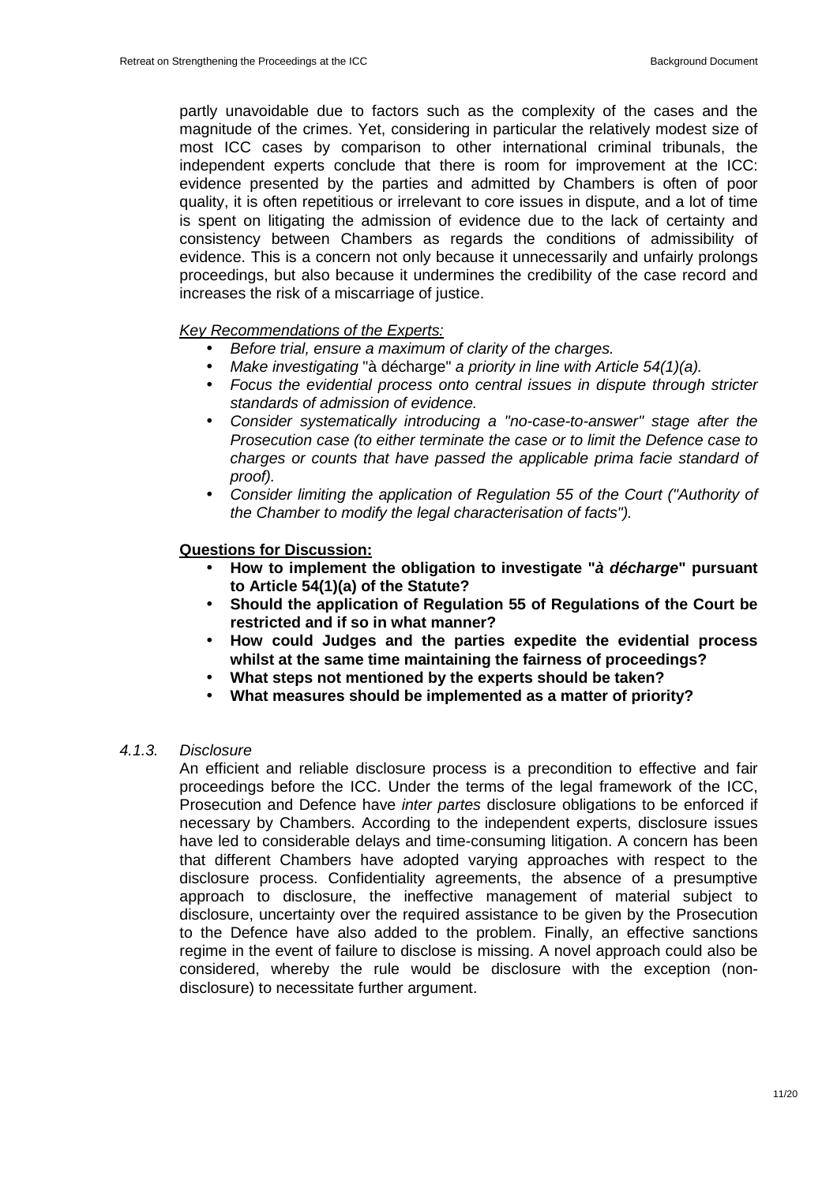partly unavoidable due to factors such as the complexity of the cases and the magnitude of the crimes. Yet, considering in particular the relatively modest size of most ICC cases by comparison to other international criminal tribunals, the independent experts conclude that there is room for improvement at the ICC: evidence presented by the parties and admitted by Chambers is often of poor quality, it is often repetitious or irrelevant to core issues in dispute, and a lot of time is spent on litigating the admission of evidence due to the lack of certainty and consistency between Chambers as regards the conditions of admissibility of evidence. This is a concern not only because it unnecessarily and unfairly prolongs proceedings, but also because it undermines the credibility of the case record and increases the risk of a miscarriage of justice.

*Key Recommendations of the Experts:*

- *Before trial, ensure a maximum of clarity of the charges.*
- *Make investigating* "à décharge" *a priority in line with Article 54(1)(a).*
- *Focus the evidential process onto central issues in dispute through stricter standards of admission of evidence.*
- *Consider systematically introducing a "no-case-to-answer" stage after the Prosecution case (to either terminate the case or to limit the Defence case to charges or counts that have passed the applicable prima facie standard of proof).*
- *Consider limiting the application of Regulation 55 of the Court ("Authority of the Chamber to modify the legal characterisation of facts").*

**Questions for Discussion:**

- **How to implement the obligation to investigate "*à décharge*" pursuant to Article 54(1)(a) of the Statute?**
- **Should the application of Regulation 55 of Regulations of the Court be restricted and if so in what manner?**
- **How could Judges and the parties expedite the evidential process whilst at the same time maintaining the fairness of proceedings?**
- **What steps not mentioned by the experts should be taken?**
- **What measures should be implemented as a matter of priority?**

### *4.1.3. Disclosure*

An efficient and reliable disclosure process is a precondition to effective and fair proceedings before the ICC. Under the terms of the legal framework of the ICC, Prosecution and Defence have *inter partes* disclosure obligations to be enforced if necessary by Chambers. According to the independent experts, disclosure issues have led to considerable delays and time-consuming litigation. A concern has been that different Chambers have adopted varying approaches with respect to the disclosure process. Confidentiality agreements, the absence of a presumptive approach to disclosure, the ineffective management of material subject to disclosure, uncertainty over the required assistance to be given by the Prosecution to the Defence have also added to the problem. Finally, an effective sanctions regime in the event of failure to disclose is missing. A novel approach could also be considered, whereby the rule would be disclosure with the exception (non-disclosure) to necessitate further argument.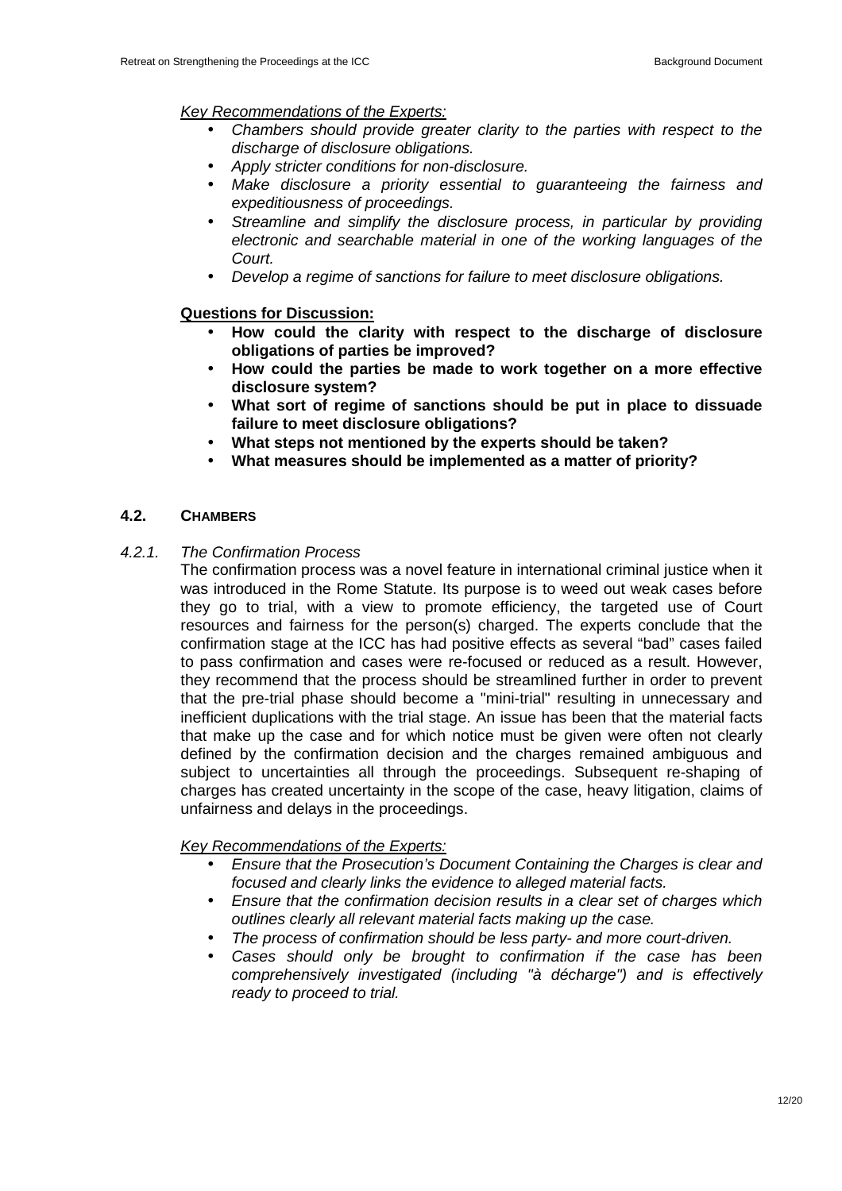*Key Recommendations of the Experts:*

- *Chambers should provide greater clarity to the parties with respect to the discharge of disclosure obligations.*
- *Apply stricter conditions for non-disclosure.*
- *Make disclosure a priority essential to guaranteeing the fairness and expeditiousness of proceedings.*
- *Streamline and simplify the disclosure process, in particular by providing electronic and searchable material in one of the working languages of the Court.*
- *Develop a regime of sanctions for failure to meet disclosure obligations.*

**Questions for Discussion:**

- **How could the clarity with respect to the discharge of disclosure obligations of parties be improved?**
- **How could the parties be made to work together on a more effective disclosure system?**
- **What sort of regime of sanctions should be put in place to dissuade failure to meet disclosure obligations?**
- **What steps not mentioned by the experts should be taken?**
- **What measures should be implemented as a matter of priority?**

## 4.2. CHAMBERS

### *4.2.1. The Confirmation Process*

The confirmation process was a novel feature in international criminal justice when it was introduced in the Rome Statute. Its purpose is to weed out weak cases before they go to trial, with a view to promote efficiency, the targeted use of Court resources and fairness for the person(s) charged. The experts conclude that the confirmation stage at the ICC has had positive effects as several "bad" cases failed to pass confirmation and cases were re-focused or reduced as a result. However, they recommend that the process should be streamlined further in order to prevent that the pre-trial phase should become a "mini-trial" resulting in unnecessary and inefficient duplications with the trial stage. An issue has been that the material facts that make up the case and for which notice must be given were often not clearly defined by the confirmation decision and the charges remained ambiguous and subject to uncertainties all through the proceedings. Subsequent re-shaping of charges has created uncertainty in the scope of the case, heavy litigation, claims of unfairness and delays in the proceedings.

*Key Recommendations of the Experts:*

- *Ensure that the Prosecution's Document Containing the Charges is clear and focused and clearly links the evidence to alleged material facts.*
- *Ensure that the confirmation decision results in a clear set of charges which outlines clearly all relevant material facts making up the case.*
- *The process of confirmation should be less party- and more court-driven.*
- *Cases should only be brought to confirmation if the case has been comprehensively investigated (including "à décharge") and is effectively ready to proceed to trial.*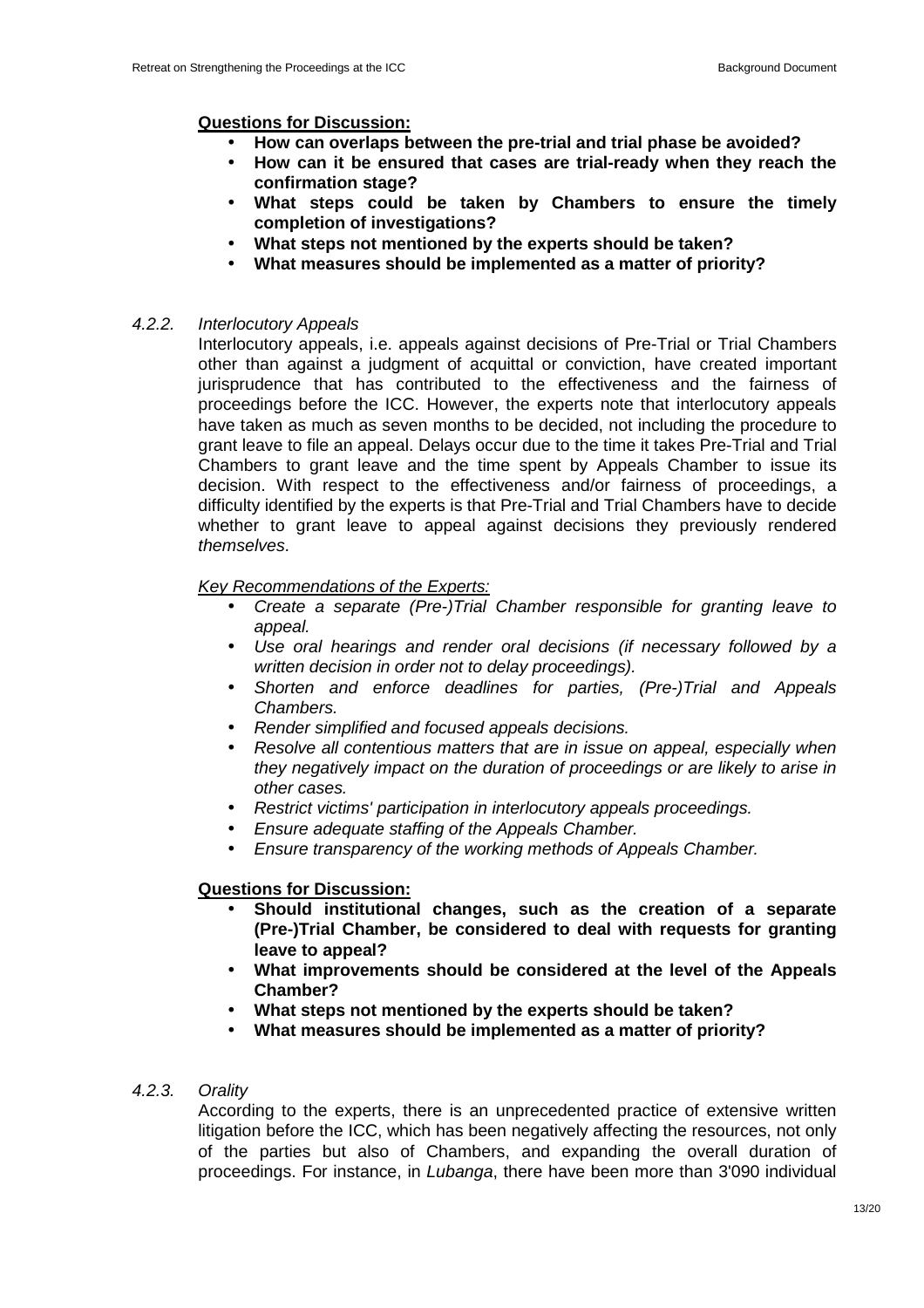**<u>Questions for Discussion:</u>**

- **How can overlaps between the pre-trial and trial phase be avoided?**
- **How can it be ensured that cases are trial-ready when they reach the confirmation stage?**
- **What steps could be taken by Chambers to ensure the timely completion of investigations?**
- **What steps not mentioned by the experts should be taken?**
- **What measures should be implemented as a matter of priority?**

### *4.2.2. Interlocutory Appeals*

Interlocutory appeals, i.e. appeals against decisions of Pre-Trial or Trial Chambers other than against a judgment of acquittal or conviction, have created important jurisprudence that has contributed to the effectiveness and the fairness of proceedings before the ICC. However, the experts note that interlocutory appeals have taken as much as seven months to be decided, not including the procedure to grant leave to file an appeal. Delays occur due to the time it takes Pre-Trial and Trial Chambers to grant leave and the time spent by Appeals Chamber to issue its decision. With respect to the effectiveness and/or fairness of proceedings, a difficulty identified by the experts is that Pre-Trial and Trial Chambers have to decide whether to grant leave to appeal against decisions they previously rendered *themselves*.

*<u>Key Recommendations of the Experts:</u>*

- *Create a separate (Pre-)Trial Chamber responsible for granting leave to appeal.*
- *Use oral hearings and render oral decisions (if necessary followed by a written decision in order not to delay proceedings).*
- *Shorten and enforce deadlines for parties, (Pre-)Trial and Appeals Chambers.*
- *Render simplified and focused appeals decisions.*
- *Resolve all contentious matters that are in issue on appeal, especially when they negatively impact on the duration of proceedings or are likely to arise in other cases.*
- *Restrict victims' participation in interlocutory appeals proceedings.*
- *Ensure adequate staffing of the Appeals Chamber.*
- *Ensure transparency of the working methods of Appeals Chamber.*

**<u>Questions for Discussion:</u>**

- **Should institutional changes, such as the creation of a separate (Pre-)Trial Chamber, be considered to deal with requests for granting leave to appeal?**
- **What improvements should be considered at the level of the Appeals Chamber?**
- **What steps not mentioned by the experts should be taken?**
- **What measures should be implemented as a matter of priority?**

### *4.2.3. Orality*

According to the experts, there is an unprecedented practice of extensive written litigation before the ICC, which has been negatively affecting the resources, not only of the parties but also of Chambers, and expanding the overall duration of proceedings. For instance, in *Lubanga*, there have been more than 3'090 individual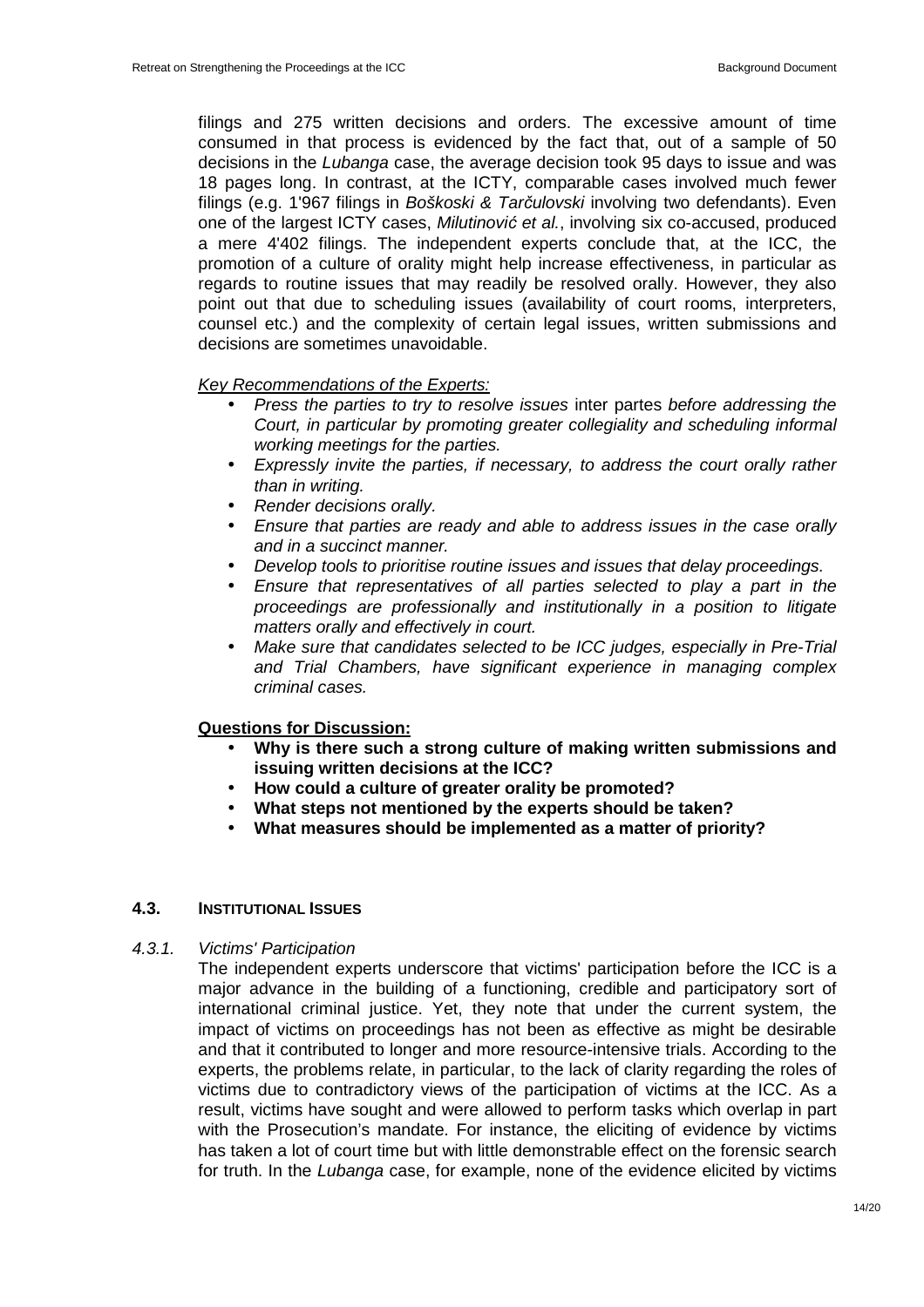filings and 275 written decisions and orders. The excessive amount of time consumed in that process is evidenced by the fact that, out of a sample of 50 decisions in the *Lubanga* case, the average decision took 95 days to issue and was 18 pages long. In contrast, at the ICTY, comparable cases involved much fewer filings (e.g. 1'967 filings in *Boškoski & Tarčulovski* involving two defendants). Even one of the largest ICTY cases, *Milutinović et al.*, involving six co-accused, produced a mere 4'402 filings. The independent experts conclude that, at the ICC, the promotion of a culture of orality might help increase effectiveness, in particular as regards to routine issues that may readily be resolved orally. However, they also point out that due to scheduling issues (availability of court rooms, interpreters, counsel etc.) and the complexity of certain legal issues, written submissions and decisions are sometimes unavoidable.

*Key Recommendations of the Experts:*

- *Press the parties to try to resolve issues* inter partes *before addressing the Court, in particular by promoting greater collegiality and scheduling informal working meetings for the parties.*
- *Expressly invite the parties, if necessary, to address the court orally rather than in writing.*
- *Render decisions orally.*
- *Ensure that parties are ready and able to address issues in the case orally and in a succinct manner.*
- *Develop tools to prioritise routine issues and issues that delay proceedings.*
- *Ensure that representatives of all parties selected to play a part in the proceedings are professionally and institutionally in a position to litigate matters orally and effectively in court.*
- *Make sure that candidates selected to be ICC judges, especially in Pre-Trial and Trial Chambers, have significant experience in managing complex criminal cases.*

**Questions for Discussion:**

- **Why is there such a strong culture of making written submissions and issuing written decisions at the ICC?**
- **How could a culture of greater orality be promoted?**
- **What steps not mentioned by the experts should be taken?**
- **What measures should be implemented as a matter of priority?**

## 4.3. INSTITUTIONAL ISSUES

### *4.3.1. Victims' Participation*

The independent experts underscore that victims' participation before the ICC is a major advance in the building of a functioning, credible and participatory sort of international criminal justice. Yet, they note that under the current system, the impact of victims on proceedings has not been as effective as might be desirable and that it contributed to longer and more resource-intensive trials. According to the experts, the problems relate, in particular, to the lack of clarity regarding the roles of victims due to contradictory views of the participation of victims at the ICC. As a result, victims have sought and were allowed to perform tasks which overlap in part with the Prosecution's mandate. For instance, the eliciting of evidence by victims has taken a lot of court time but with little demonstrable effect on the forensic search for truth. In the *Lubanga* case, for example, none of the evidence elicited by victims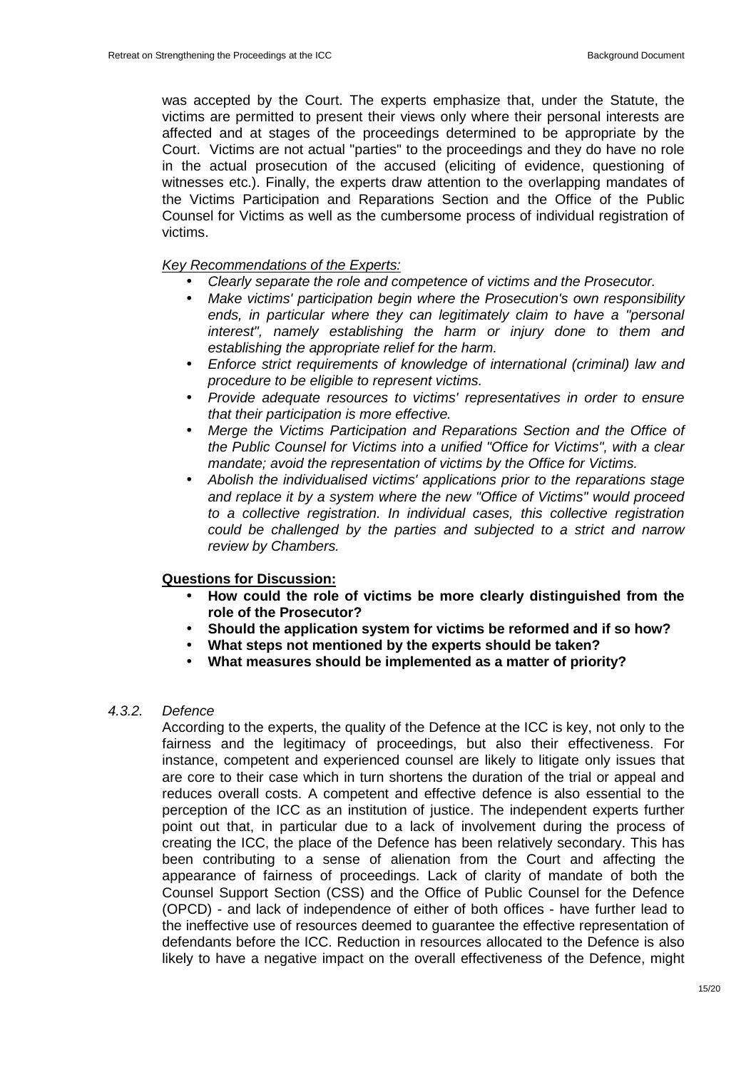was accepted by the Court. The experts emphasize that, under the Statute, the victims are permitted to present their views only where their personal interests are affected and at stages of the proceedings determined to be appropriate by the Court. Victims are not actual "parties" to the proceedings and they do have no role in the actual prosecution of the accused (eliciting of evidence, questioning of witnesses etc.). Finally, the experts draw attention to the overlapping mandates of the Victims Participation and Reparations Section and the Office of the Public Counsel for Victims as well as the cumbersome process of individual registration of victims.

*Key Recommendations of the Experts:*

- *Clearly separate the role and competence of victims and the Prosecutor.*
- *Make victims' participation begin where the Prosecution's own responsibility ends, in particular where they can legitimately claim to have a "personal interest", namely establishing the harm or injury done to them and establishing the appropriate relief for the harm.*
- *Enforce strict requirements of knowledge of international (criminal) law and procedure to be eligible to represent victims.*
- *Provide adequate resources to victims' representatives in order to ensure that their participation is more effective.*
- *Merge the Victims Participation and Reparations Section and the Office of the Public Counsel for Victims into a unified "Office for Victims", with a clear mandate; avoid the representation of victims by the Office for Victims.*
- *Abolish the individualised victims' applications prior to the reparations stage and replace it by a system where the new "Office of Victims" would proceed to a collective registration. In individual cases, this collective registration could be challenged by the parties and subjected to a strict and narrow review by Chambers.*

**Questions for Discussion:**

- **How could the role of victims be more clearly distinguished from the role of the Prosecutor?**
- **Should the application system for victims be reformed and if so how?**
- **What steps not mentioned by the experts should be taken?**
- **What measures should be implemented as a matter of priority?**

#### *4.3.2. Defence*

According to the experts, the quality of the Defence at the ICC is key, not only to the fairness and the legitimacy of proceedings, but also their effectiveness. For instance, competent and experienced counsel are likely to litigate only issues that are core to their case which in turn shortens the duration of the trial or appeal and reduces overall costs. A competent and effective defence is also essential to the perception of the ICC as an institution of justice. The independent experts further point out that, in particular due to a lack of involvement during the process of creating the ICC, the place of the Defence has been relatively secondary. This has been contributing to a sense of alienation from the Court and affecting the appearance of fairness of proceedings. Lack of clarity of mandate of both the Counsel Support Section (CSS) and the Office of Public Counsel for the Defence (OPCD) - and lack of independence of either of both offices - have further lead to the ineffective use of resources deemed to guarantee the effective representation of defendants before the ICC. Reduction in resources allocated to the Defence is also likely to have a negative impact on the overall effectiveness of the Defence, might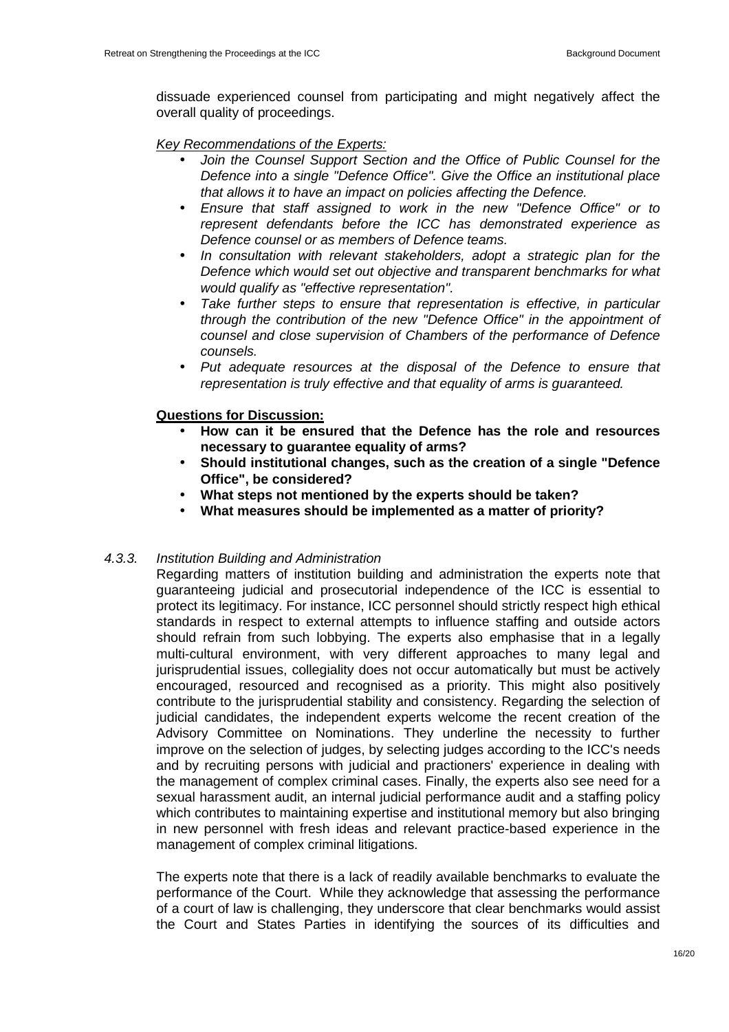dissuade experienced counsel from participating and might negatively affect the overall quality of proceedings.

*Key Recommendations of the Experts:*

- *Join the Counsel Support Section and the Office of Public Counsel for the Defence into a single "Defence Office". Give the Office an institutional place that allows it to have an impact on policies affecting the Defence.*
- *Ensure that staff assigned to work in the new "Defence Office" or to represent defendants before the ICC has demonstrated experience as Defence counsel or as members of Defence teams.*
- *In consultation with relevant stakeholders, adopt a strategic plan for the Defence which would set out objective and transparent benchmarks for what would qualify as "effective representation".*
- *Take further steps to ensure that representation is effective, in particular through the contribution of the new "Defence Office" in the appointment of counsel and close supervision of Chambers of the performance of Defence counsels.*
- *Put adequate resources at the disposal of the Defence to ensure that representation is truly effective and that equality of arms is guaranteed.*

**Questions for Discussion:**

- **How can it be ensured that the Defence has the role and resources necessary to guarantee equality of arms?**
- **Should institutional changes, such as the creation of a single "Defence Office", be considered?**
- **What steps not mentioned by the experts should be taken?**
- **What measures should be implemented as a matter of priority?**

### *4.3.3. Institution Building and Administration*

Regarding matters of institution building and administration the experts note that guaranteeing judicial and prosecutorial independence of the ICC is essential to protect its legitimacy. For instance, ICC personnel should strictly respect high ethical standards in respect to external attempts to influence staffing and outside actors should refrain from such lobbying. The experts also emphasise that in a legally multi-cultural environment, with very different approaches to many legal and jurisprudential issues, collegiality does not occur automatically but must be actively encouraged, resourced and recognised as a priority. This might also positively contribute to the jurisprudential stability and consistency. Regarding the selection of judicial candidates, the independent experts welcome the recent creation of the Advisory Committee on Nominations. They underline the necessity to further improve on the selection of judges, by selecting judges according to the ICC's needs and by recruiting persons with judicial and practioners' experience in dealing with the management of complex criminal cases. Finally, the experts also see need for a sexual harassment audit, an internal judicial performance audit and a staffing policy which contributes to maintaining expertise and institutional memory but also bringing in new personnel with fresh ideas and relevant practice-based experience in the management of complex criminal litigations.

The experts note that there is a lack of readily available benchmarks to evaluate the performance of the Court. While they acknowledge that assessing the performance of a court of law is challenging, they underscore that clear benchmarks would assist the Court and States Parties in identifying the sources of its difficulties and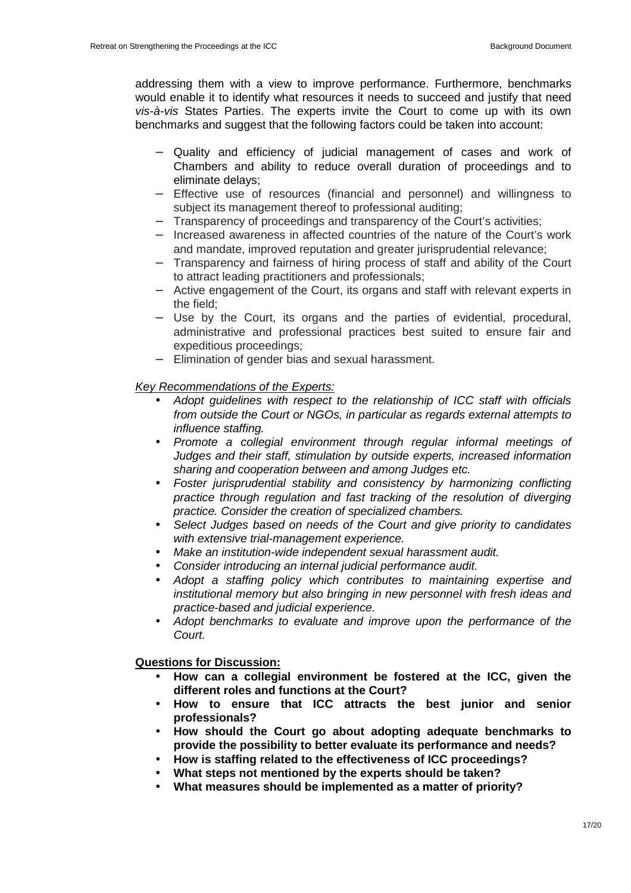addressing them with a view to improve performance. Furthermore, benchmarks would enable it to identify what resources it needs to succeed and justify that need *vis-à-vis* States Parties. The experts invite the Court to come up with its own benchmarks and suggest that the following factors could be taken into account:

- Quality and efficiency of judicial management of cases and work of Chambers and ability to reduce overall duration of proceedings and to eliminate delays;
- Effective use of resources (financial and personnel) and willingness to subject its management thereof to professional auditing;
- Transparency of proceedings and transparency of the Court's activities;
- Increased awareness in affected countries of the nature of the Court's work and mandate, improved reputation and greater jurisprudential relevance;
- Transparency and fairness of hiring process of staff and ability of the Court to attract leading practitioners and professionals;
- Active engagement of the Court, its organs and staff with relevant experts in the field;
- Use by the Court, its organs and the parties of evidential, procedural, administrative and professional practices best suited to ensure fair and expeditious proceedings;
- Elimination of gender bias and sexual harassment.

*Key Recommendations of the Experts:*

- *Adopt guidelines with respect to the relationship of ICC staff with officials from outside the Court or NGOs, in particular as regards external attempts to influence staffing.*
- *Promote a collegial environment through regular informal meetings of Judges and their staff, stimulation by outside experts, increased information sharing and cooperation between and among Judges etc.*
- *Foster jurisprudential stability and consistency by harmonizing conflicting practice through regulation and fast tracking of the resolution of diverging practice. Consider the creation of specialized chambers.*
- *Select Judges based on needs of the Court and give priority to candidates with extensive trial-management experience.*
- *Make an institution-wide independent sexual harassment audit.*
- *Consider introducing an internal judicial performance audit.*
- *Adopt a staffing policy which contributes to maintaining expertise and institutional memory but also bringing in new personnel with fresh ideas and practice-based and judicial experience.*
- *Adopt benchmarks to evaluate and improve upon the performance of the Court.*

**Questions for Discussion:**

- **How can a collegial environment be fostered at the ICC, given the different roles and functions at the Court?**
- **How to ensure that ICC attracts the best junior and senior professionals?**
- **How should the Court go about adopting adequate benchmarks to provide the possibility to better evaluate its performance and needs?**
- **How is staffing related to the effectiveness of ICC proceedings?**
- **What steps not mentioned by the experts should be taken?**
- **What measures should be implemented as a matter of priority?**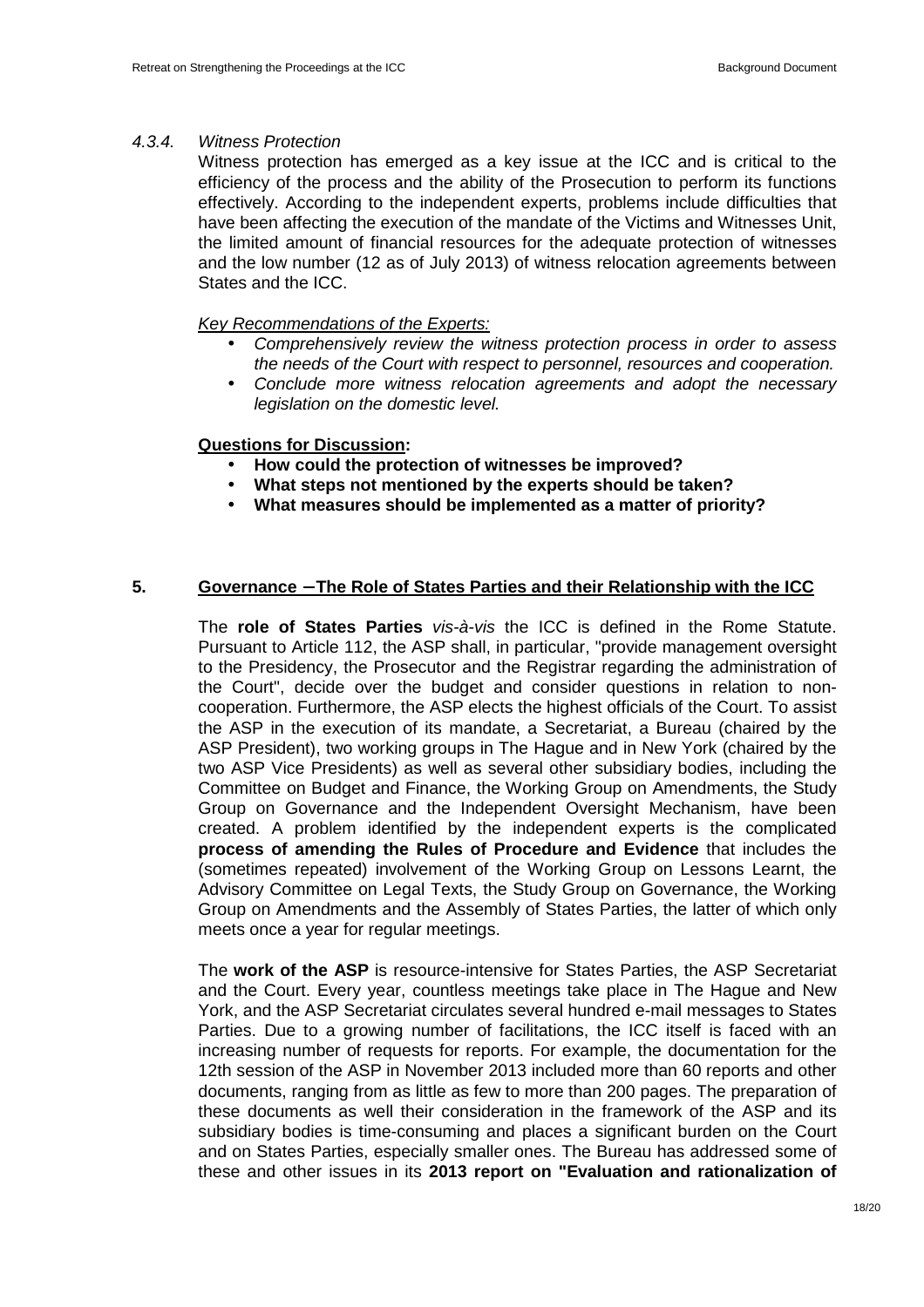#### *4.3.4. Witness Protection*

Witness protection has emerged as a key issue at the ICC and is critical to the efficiency of the process and the ability of the Prosecution to perform its functions effectively. According to the independent experts, problems include difficulties that have been affecting the execution of the mandate of the Victims and Witnesses Unit, the limited amount of financial resources for the adequate protection of witnesses and the low number (12 as of July 2013) of witness relocation agreements between States and the ICC.

*Key Recommendations of the Experts:*

- *Comprehensively review the witness protection process in order to assess the needs of the Court with respect to personnel, resources and cooperation.*
- *Conclude more witness relocation agreements and adopt the necessary legislation on the domestic level.*

**Questions for Discussion:**

- **How could the protection of witnesses be improved?**
- **What steps not mentioned by the experts should be taken?**
- **What measures should be implemented as a matter of priority?**

## 5. Governance – The Role of States Parties and their Relationship with the ICC

The **role of States Parties** *vis-à-vis* the ICC is defined in the Rome Statute. Pursuant to Article 112, the ASP shall, in particular, "provide management oversight to the Presidency, the Prosecutor and the Registrar regarding the administration of the Court", decide over the budget and consider questions in relation to non-cooperation. Furthermore, the ASP elects the highest officials of the Court. To assist the ASP in the execution of its mandate, a Secretariat, a Bureau (chaired by the ASP President), two working groups in The Hague and in New York (chaired by the two ASP Vice Presidents) as well as several other subsidiary bodies, including the Committee on Budget and Finance, the Working Group on Amendments, the Study Group on Governance and the Independent Oversight Mechanism, have been created. A problem identified by the independent experts is the complicated **process of amending the Rules of Procedure and Evidence** that includes the (sometimes repeated) involvement of the Working Group on Lessons Learnt, the Advisory Committee on Legal Texts, the Study Group on Governance, the Working Group on Amendments and the Assembly of States Parties, the latter of which only meets once a year for regular meetings.

The **work of the ASP** is resource-intensive for States Parties, the ASP Secretariat and the Court. Every year, countless meetings take place in The Hague and New York, and the ASP Secretariat circulates several hundred e-mail messages to States Parties. Due to a growing number of facilitations, the ICC itself is faced with an increasing number of requests for reports. For example, the documentation for the 12th session of the ASP in November 2013 included more than 60 reports and other documents, ranging from as little as few to more than 200 pages. The preparation of these documents as well their consideration in the framework of the ASP and its subsidiary bodies is time-consuming and places a significant burden on the Court and on States Parties, especially smaller ones. The Bureau has addressed some of these and other issues in its **2013 report on "Evaluation and rationalization of**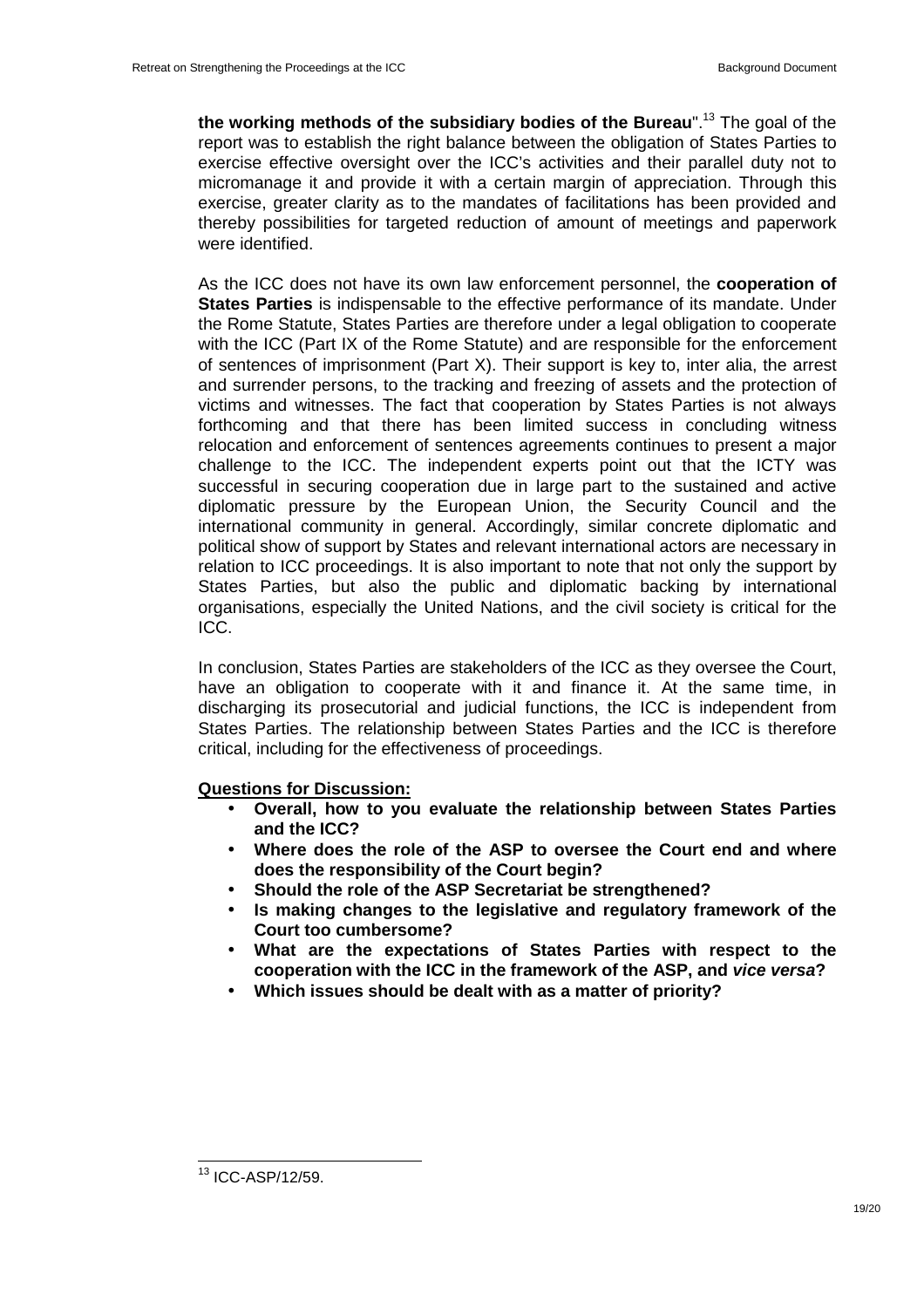**the working methods of the subsidiary bodies of the Bureau**".[13] The goal of the report was to establish the right balance between the obligation of States Parties to exercise effective oversight over the ICC's activities and their parallel duty not to micromanage it and provide it with a certain margin of appreciation. Through this exercise, greater clarity as to the mandates of facilitations has been provided and thereby possibilities for targeted reduction of amount of meetings and paperwork were identified.

As the ICC does not have its own law enforcement personnel, the **cooperation of States Parties** is indispensable to the effective performance of its mandate. Under the Rome Statute, States Parties are therefore under a legal obligation to cooperate with the ICC (Part IX of the Rome Statute) and are responsible for the enforcement of sentences of imprisonment (Part X). Their support is key to, inter alia, the arrest and surrender persons, to the tracking and freezing of assets and the protection of victims and witnesses. The fact that cooperation by States Parties is not always forthcoming and that there has been limited success in concluding witness relocation and enforcement of sentences agreements continues to present a major challenge to the ICC. The independent experts point out that the ICTY was successful in securing cooperation due in large part to the sustained and active diplomatic pressure by the European Union, the Security Council and the international community in general. Accordingly, similar concrete diplomatic and political show of support by States and relevant international actors are necessary in relation to ICC proceedings. It is also important to note that not only the support by States Parties, but also the public and diplomatic backing by international organisations, especially the United Nations, and the civil society is critical for the ICC.

In conclusion, States Parties are stakeholders of the ICC as they oversee the Court, have an obligation to cooperate with it and finance it. At the same time, in discharging its prosecutorial and judicial functions, the ICC is independent from States Parties. The relationship between States Parties and the ICC is therefore critical, including for the effectiveness of proceedings.

**Questions for Discussion:**

- **Overall, how to you evaluate the relationship between States Parties and the ICC?**
- **Where does the role of the ASP to oversee the Court end and where does the responsibility of the Court begin?**
- **Should the role of the ASP Secretariat be strengthened?**
- **Is making changes to the legislative and regulatory framework of the Court too cumbersome?**
- **What are the expectations of States Parties with respect to the cooperation with the ICC in the framework of the ASP, and *vice versa*?**
- **Which issues should be dealt with as a matter of priority?**

[13] ICC-ASP/12/59.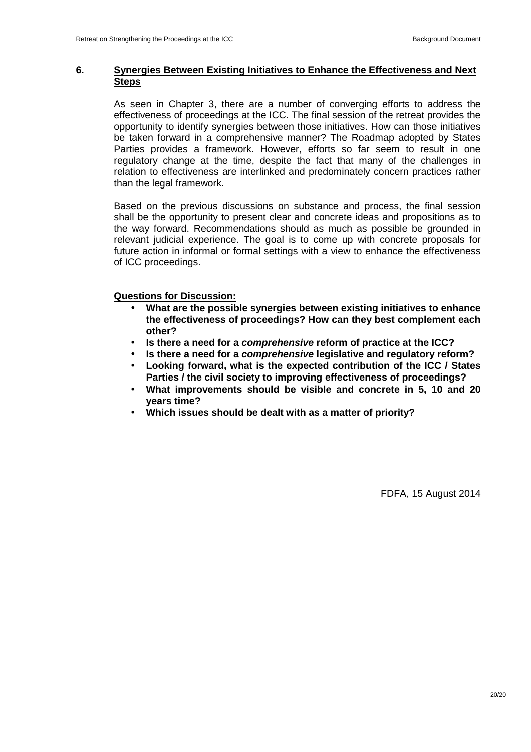## 6. Synergies Between Existing Initiatives to Enhance the Effectiveness and Next Steps

As seen in Chapter 3, there are a number of converging efforts to address the effectiveness of proceedings at the ICC. The final session of the retreat provides the opportunity to identify synergies between those initiatives. How can those initiatives be taken forward in a comprehensive manner? The Roadmap adopted by States Parties provides a framework. However, efforts so far seem to result in one regulatory change at the time, despite the fact that many of the challenges in relation to effectiveness are interlinked and predominately concern practices rather than the legal framework.

Based on the previous discussions on substance and process, the final session shall be the opportunity to present clear and concrete ideas and propositions as to the way forward. Recommendations should as much as possible be grounded in relevant judicial experience. The goal is to come up with concrete proposals for future action in informal or formal settings with a view to enhance the effectiveness of ICC proceedings.

**Questions for Discussion:**

- **What are the possible synergies between existing initiatives to enhance the effectiveness of proceedings? How can they best complement each other?**
- **Is there a need for a *comprehensive* reform of practice at the ICC?**
- **Is there a need for a *comprehensive* legislative and regulatory reform?**
- **Looking forward, what is the expected contribution of the ICC / States Parties / the civil society to improving effectiveness of proceedings?**
- **What improvements should be visible and concrete in 5, 10 and 20 years time?**
- **Which issues should be dealt with as a matter of priority?**

FDFA, 15 August 2014